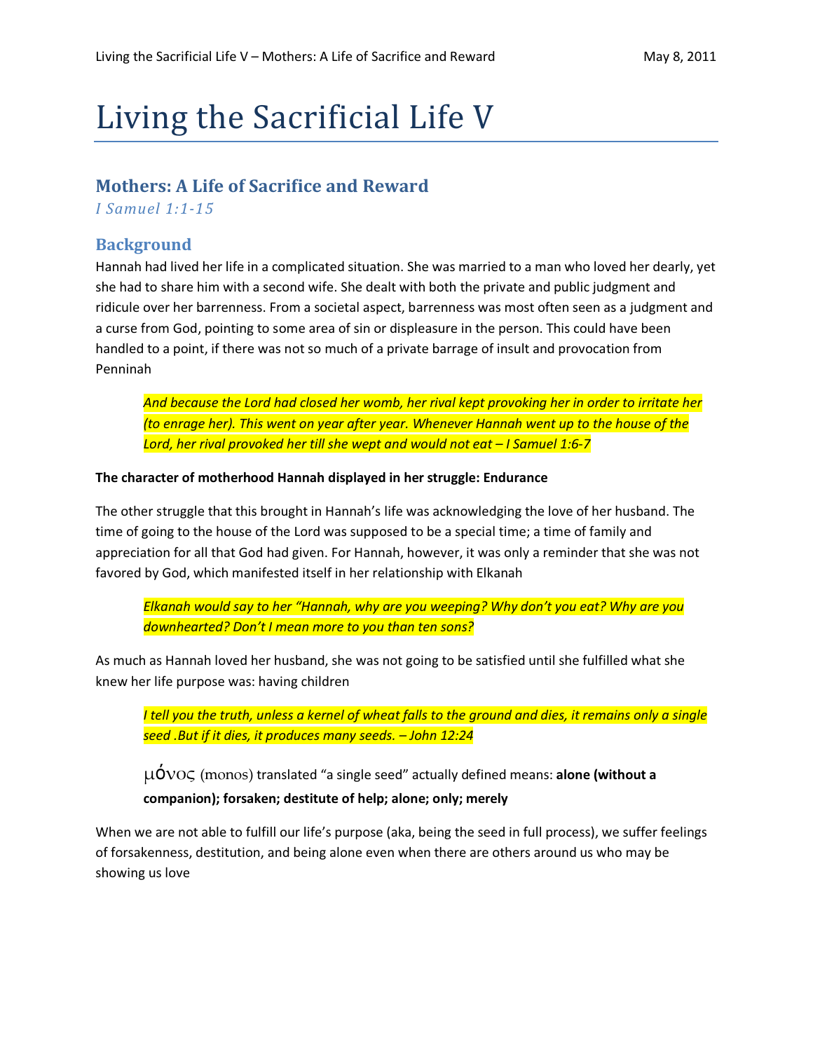# Living the Sacrificial Life V

## Mothers: A Life of Sacrifice and Reward

*I Samuel 1:1-15*

## Background

Hannah had lived her life in a complicated situation. She was married to a man who loved her dearly, yet she had to share him with a second wife. She dealt with both the private and public judgment and ridicule over her barrenness. From a societal aspect, barrenness was most often seen as a judgment and a curse from God, pointing to some area of sin or displeasure in the person. This could have been handled to a point, if there was not so much of a private barrage of insult and provocation from Penninah

> *And because the Lord had closed her womb, her rival kept provoking her in order to irritate her (to enrage her). This went on year after year. Whenever Hannah went up to the house of the Lord, her rival provoked her till she wept and would not eat – I Samuel 1:6-7*

**The character of motherhood Hannah displayed in her struggle: Endurance**

The other struggle that this brought in Hannah's life was acknowledging the love of her husband. The time of going to the house of the Lord was supposed to be a special time; a time of family and appreciation for all that God had given. For Hannah, however, it was only a reminder that she was not favored by God, which manifested itself in her relationship with Elkanah

> *Elkanah would say to her "Hannah, why are you weeping? Why don't you eat? Why are you downhearted? Don't I mean more to you than ten sons?*

As much as Hannah loved her husband, she was not going to be satisfied until she fulfilled what she knew her life purpose was: having children

> *I tell you the truth, unless a kernel of wheat falls to the ground and dies, it remains only a single seed .But if it dies, it produces many seeds. – John 12:24*
>
> μόνος (monos) translated "a single seed" actually defined means: **alone (without a companion); forsaken; destitute of help; alone; only; merely**

When we are not able to fulfill our life's purpose (aka, being the seed in full process), we suffer feelings of forsakenness, destitution, and being alone even when there are others around us who may be showing us love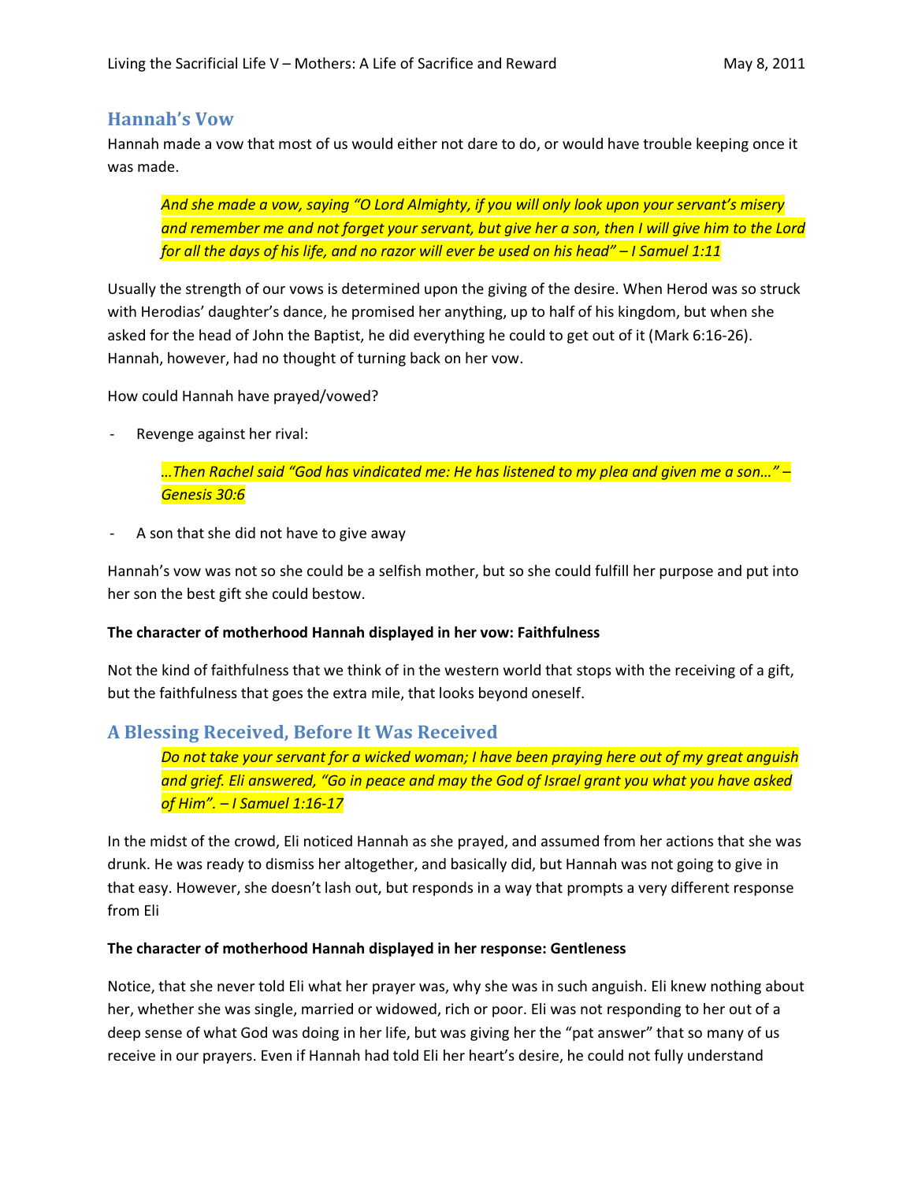## Hannah's Vow

Hannah made a vow that most of us would either not dare to do, or would have trouble keeping once it was made.

> *And she made a vow, saying "O Lord Almighty, if you will only look upon your servant's misery and remember me and not forget your servant, but give her a son, then I will give him to the Lord for all the days of his life, and no razor will ever be used on his head" – I Samuel 1:11*

Usually the strength of our vows is determined upon the giving of the desire. When Herod was so struck with Herodias' daughter's dance, he promised her anything, up to half of his kingdom, but when she asked for the head of John the Baptist, he did everything he could to get out of it (Mark 6:16-26). Hannah, however, had no thought of turning back on her vow.

How could Hannah have prayed/vowed?

- Revenge against her rival:

> *…Then Rachel said "God has vindicated me: He has listened to my plea and given me a son…" – Genesis 30:6*

- A son that she did not have to give away

Hannah's vow was not so she could be a selfish mother, but so she could fulfill her purpose and put into her son the best gift she could bestow.

**The character of motherhood Hannah displayed in her vow: Faithfulness**

Not the kind of faithfulness that we think of in the western world that stops with the receiving of a gift, but the faithfulness that goes the extra mile, that looks beyond oneself.

## A Blessing Received, Before It Was Received

> *Do not take your servant for a wicked woman; I have been praying here out of my great anguish and grief. Eli answered, "Go in peace and may the God of Israel grant you what you have asked of Him". – I Samuel 1:16-17*

In the midst of the crowd, Eli noticed Hannah as she prayed, and assumed from her actions that she was drunk. He was ready to dismiss her altogether, and basically did, but Hannah was not going to give in that easy. However, she doesn't lash out, but responds in a way that prompts a very different response from Eli

**The character of motherhood Hannah displayed in her response: Gentleness**

Notice, that she never told Eli what her prayer was, why she was in such anguish. Eli knew nothing about her, whether she was single, married or widowed, rich or poor. Eli was not responding to her out of a deep sense of what God was doing in her life, but was giving her the "pat answer" that so many of us receive in our prayers. Even if Hannah had told Eli her heart's desire, he could not fully understand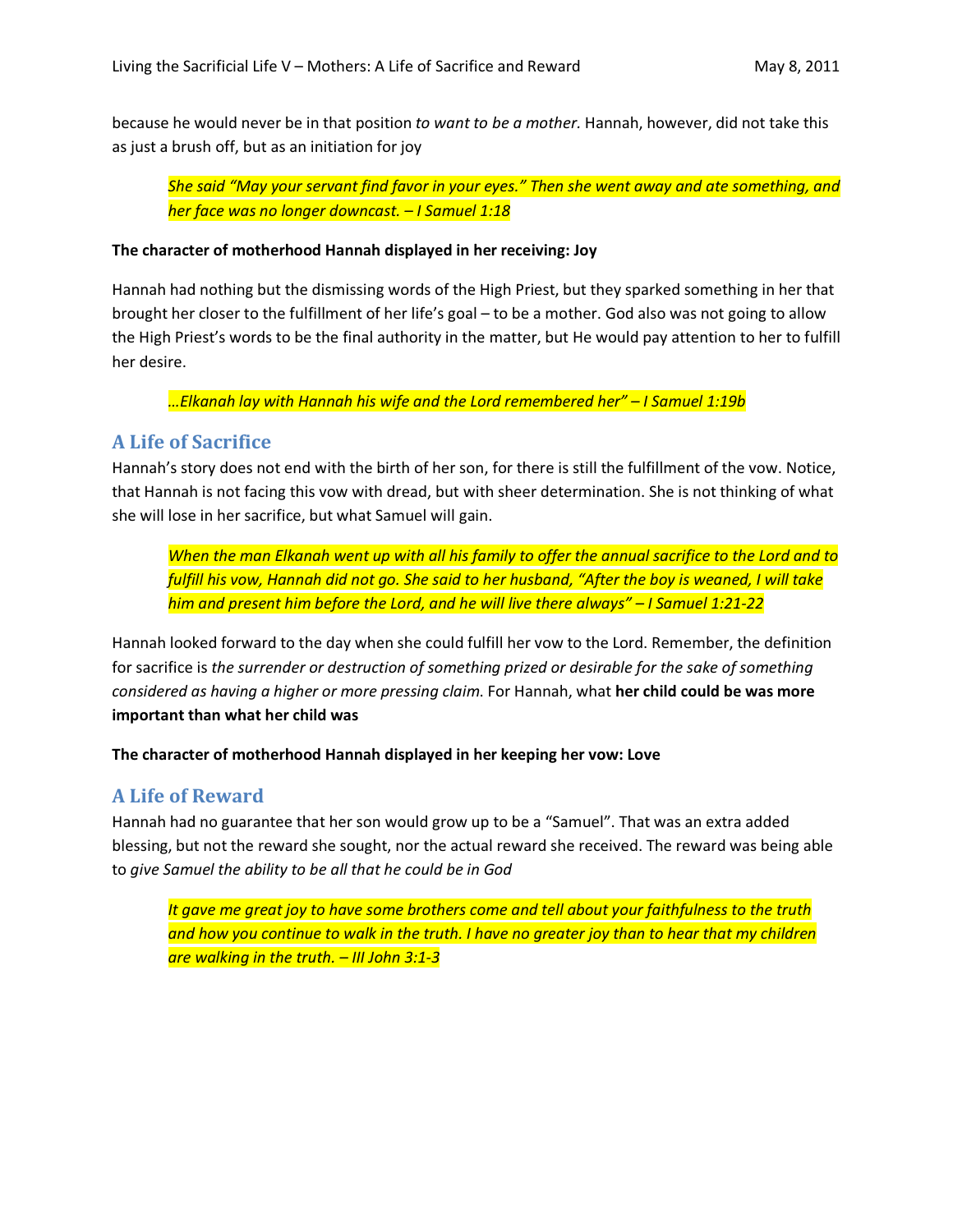because he would never be in that position *to want to be a mother.* Hannah, however, did not take this as just a brush off, but as an initiation for joy

> *She said "May your servant find favor in your eyes." Then she went away and ate something, and her face was no longer downcast. – I Samuel 1:18*

**The character of motherhood Hannah displayed in her receiving: Joy**

Hannah had nothing but the dismissing words of the High Priest, but they sparked something in her that brought her closer to the fulfillment of her life's goal – to be a mother. God also was not going to allow the High Priest's words to be the final authority in the matter, but He would pay attention to her to fulfill her desire.

> *…Elkanah lay with Hannah his wife and the Lord remembered her" – I Samuel 1:19b*

## A Life of Sacrifice

Hannah's story does not end with the birth of her son, for there is still the fulfillment of the vow. Notice, that Hannah is not facing this vow with dread, but with sheer determination. She is not thinking of what she will lose in her sacrifice, but what Samuel will gain.

> *When the man Elkanah went up with all his family to offer the annual sacrifice to the Lord and to fulfill his vow, Hannah did not go. She said to her husband, "After the boy is weaned, I will take him and present him before the Lord, and he will live there always" – I Samuel 1:21-22*

Hannah looked forward to the day when she could fulfill her vow to the Lord. Remember, the definition for sacrifice is *the surrender or destruction of something prized or desirable for the sake of something considered as having a higher or more pressing claim.* For Hannah, what **her child could be was more important than what her child was**

**The character of motherhood Hannah displayed in her keeping her vow: Love**

## A Life of Reward

Hannah had no guarantee that her son would grow up to be a "Samuel". That was an extra added blessing, but not the reward she sought, nor the actual reward she received. The reward was being able to *give Samuel the ability to be all that he could be in God*

> *It gave me great joy to have some brothers come and tell about your faithfulness to the truth and how you continue to walk in the truth. I have no greater joy than to hear that my children are walking in the truth. – III John 3:1-3*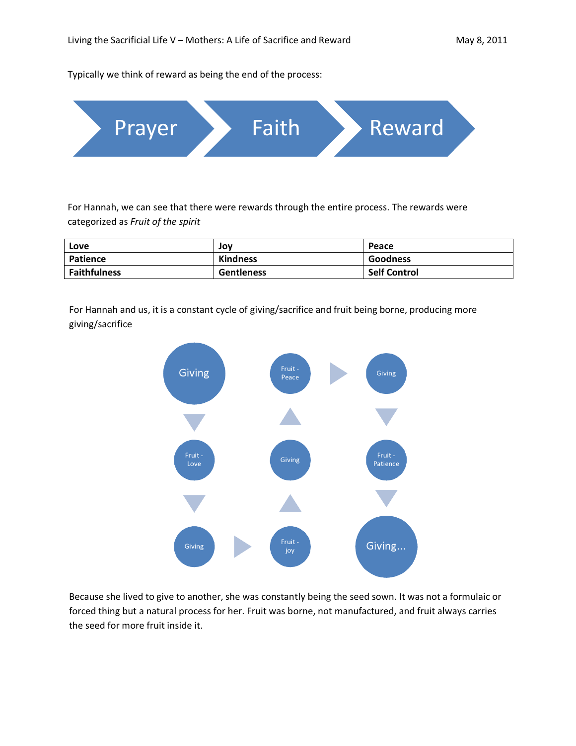Typically we think of reward as being the end of the process:

Prayer → Faith → Reward

For Hannah, we can see that there were rewards through the entire process. The rewards were categorized as *Fruit of the spirit*

| Love | Joy | Peace |
|---|---|---|
| Patience | Kindness | Goodness |
| Faithfulness | Gentleness | Self Control |

For Hannah and us, it is a constant cycle of giving/sacrifice and fruit being borne, producing more giving/sacrifice

Giving → Fruit - Love → Giving → Fruit - joy → Giving → Fruit - Peace → Giving → Fruit - Patience → Giving...

Because she lived to give to another, she was constantly being the seed sown. It was not a formulaic or forced thing but a natural process for her. Fruit was borne, not manufactured, and fruit always carries the seed for more fruit inside it.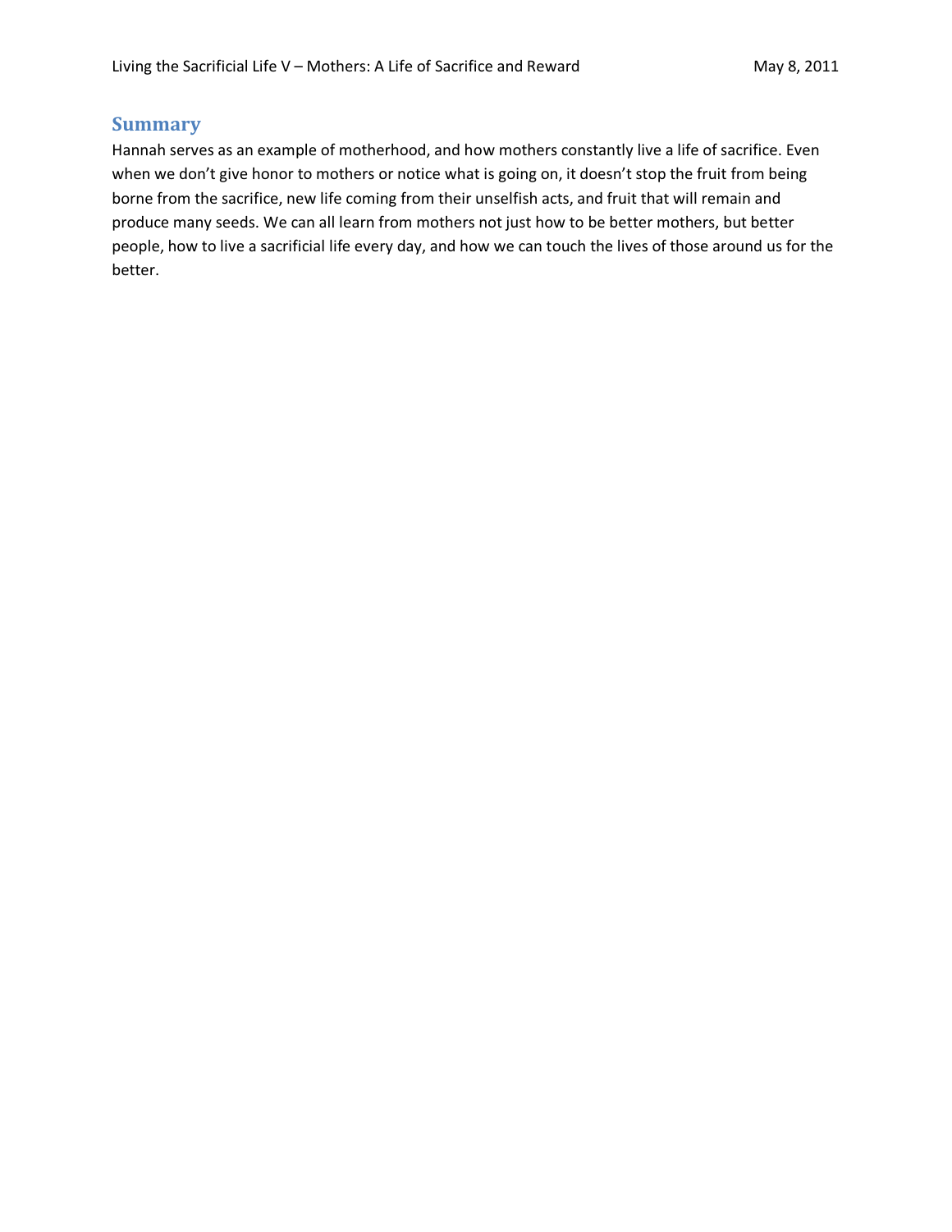## Summary

Hannah serves as an example of motherhood, and how mothers constantly live a life of sacrifice. Even when we don't give honor to mothers or notice what is going on, it doesn't stop the fruit from being borne from the sacrifice, new life coming from their unselfish acts, and fruit that will remain and produce many seeds. We can all learn from mothers not just how to be better mothers, but better people, how to live a sacrificial life every day, and how we can touch the lives of those around us for the better.